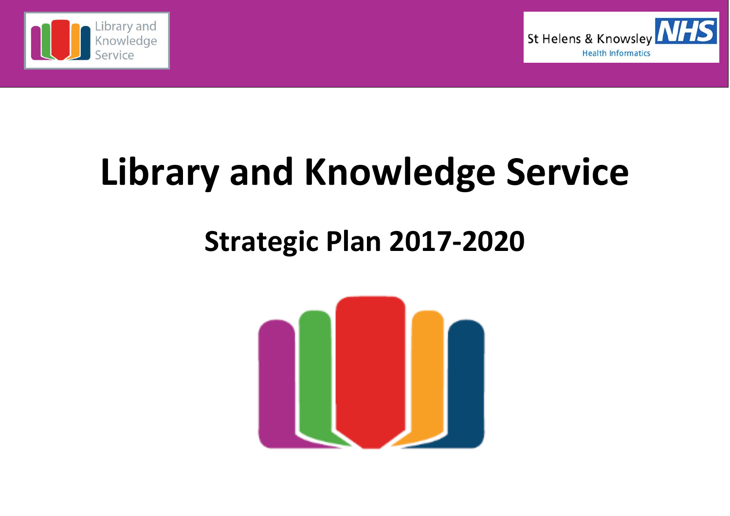Library and Knowledge Service

St Helens & Knowsley NHS Health Informatics

# Library and Knowledge Service

## Strategic Plan 2017-2020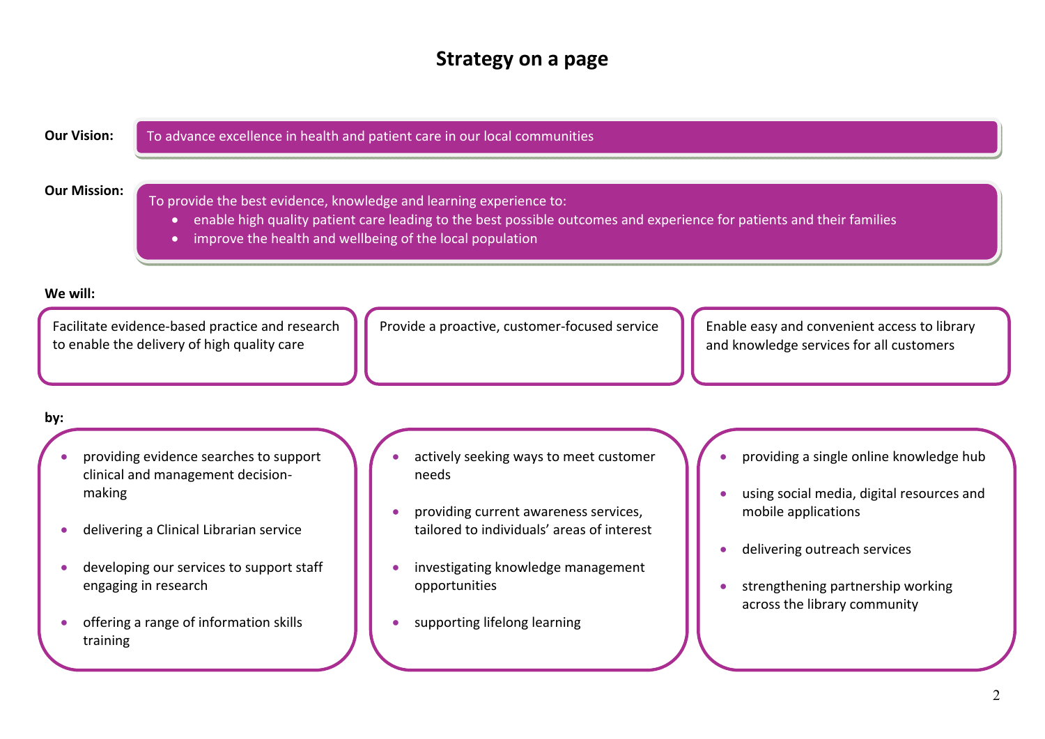# Strategy on a page

**Our Vision:** To advance excellence in health and patient care in our local communities

**Our Mission:** To provide the best evidence, knowledge and learning experience to:

- enable high quality patient care leading to the best possible outcomes and experience for patients and their families
- improve the health and wellbeing of the local population

**We will:**

| Facilitate evidence-based practice and research to enable the delivery of high quality care | Provide a proactive, customer-focused service | Enable easy and convenient access to library and knowledge services for all customers |
|---|---|---|

**by:**

| | | |
|---|---|---|
| • providing evidence searches to support clinical and management decision-making<br>• delivering a Clinical Librarian service<br>• developing our services to support staff engaging in research<br>• offering a range of information skills training | • actively seeking ways to meet customer needs<br>• providing current awareness services, tailored to individuals' areas of interest<br>• investigating knowledge management opportunities<br>• supporting lifelong learning | • providing a single online knowledge hub<br>• using social media, digital resources and mobile applications<br>• delivering outreach services<br>• strengthening partnership working across the library community |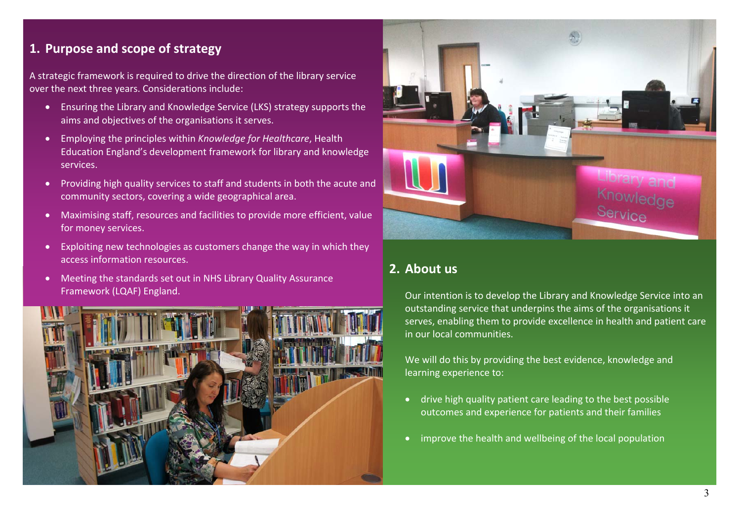## 1. Purpose and scope of strategy

A strategic framework is required to drive the direction of the library service over the next three years. Considerations include:

- Ensuring the Library and Knowledge Service (LKS) strategy supports the aims and objectives of the organisations it serves.
- Employing the principles within *Knowledge for Healthcare*, Health Education England's development framework for library and knowledge services.
- Providing high quality services to staff and students in both the acute and community sectors, covering a wide geographical area.
- Maximising staff, resources and facilities to provide more efficient, value for money services.
- Exploiting new technologies as customers change the way in which they access information resources.
- Meeting the standards set out in NHS Library Quality Assurance Framework (LQAF) England.

## 2. About us

Our intention is to develop the Library and Knowledge Service into an outstanding service that underpins the aims of the organisations it serves, enabling them to provide excellence in health and patient care in our local communities.

We will do this by providing the best evidence, knowledge and learning experience to:

- drive high quality patient care leading to the best possible outcomes and experience for patients and their families
- improve the health and wellbeing of the local population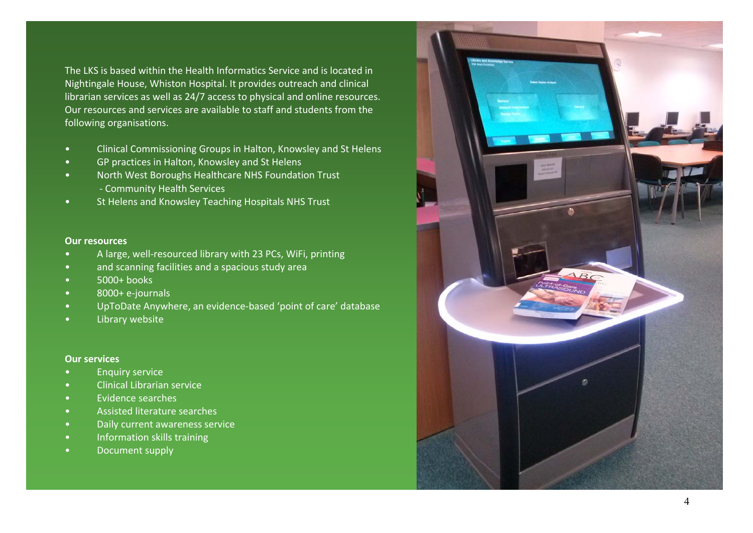The LKS is based within the Health Informatics Service and is located in Nightingale House, Whiston Hospital. It provides outreach and clinical librarian services as well as 24/7 access to physical and online resources. Our resources and services are available to staff and students from the following organisations.

- Clinical Commissioning Groups in Halton, Knowsley and St Helens
- GP practices in Halton, Knowsley and St Helens
- North West Boroughs Healthcare NHS Foundation Trust
  - Community Health Services
- St Helens and Knowsley Teaching Hospitals NHS Trust

**Our resources**

- A large, well-resourced library with 23 PCs, WiFi, printing
- and scanning facilities and a spacious study area
- 5000+ books
- 8000+ e-journals
- UpToDate Anywhere, an evidence-based 'point of care' database
- Library website

**Our services**

- Enquiry service
- Clinical Librarian service
- Evidence searches
- Assisted literature searches
- Daily current awareness service
- Information skills training
- Document supply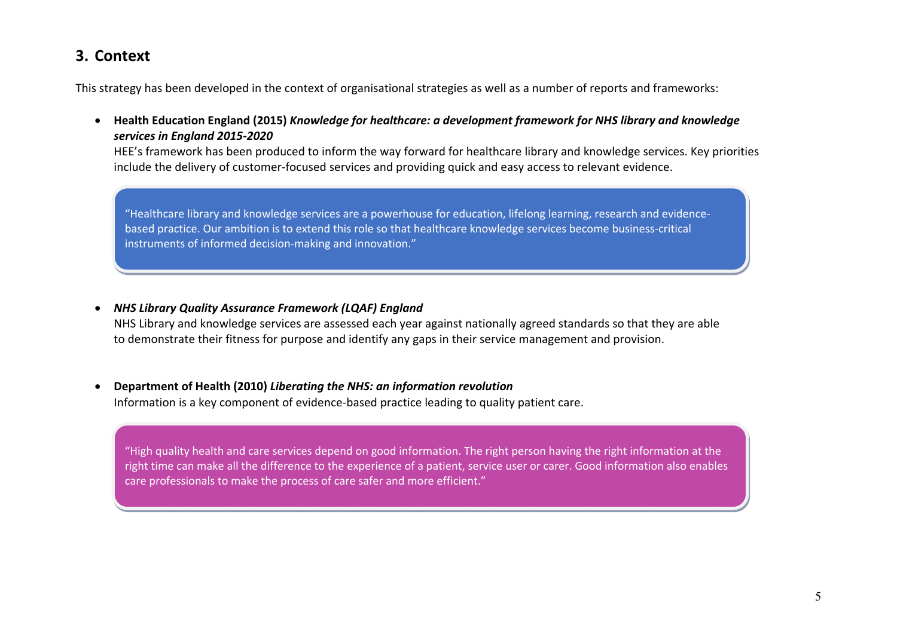## 3. Context

This strategy has been developed in the context of organisational strategies as well as a number of reports and frameworks:

- **Health Education England (2015)** ***Knowledge for healthcare: a development framework for NHS library and knowledge services in England 2015-2020***
  HEE's framework has been produced to inform the way forward for healthcare library and knowledge services. Key priorities include the delivery of customer-focused services and providing quick and easy access to relevant evidence.

> "Healthcare library and knowledge services are a powerhouse for education, lifelong learning, research and evidence-based practice. Our ambition is to extend this role so that healthcare knowledge services become business-critical instruments of informed decision-making and innovation."

- ***NHS Library Quality Assurance Framework (LQAF) England***
  NHS Library and knowledge services are assessed each year against nationally agreed standards so that they are able to demonstrate their fitness for purpose and identify any gaps in their service management and provision.

- **Department of Health (2010)** ***Liberating the NHS: an information revolution***
  Information is a key component of evidence-based practice leading to quality patient care.

> "High quality health and care services depend on good information. The right person having the right information at the right time can make all the difference to the experience of a patient, service user or carer. Good information also enables care professionals to make the process of care safer and more efficient."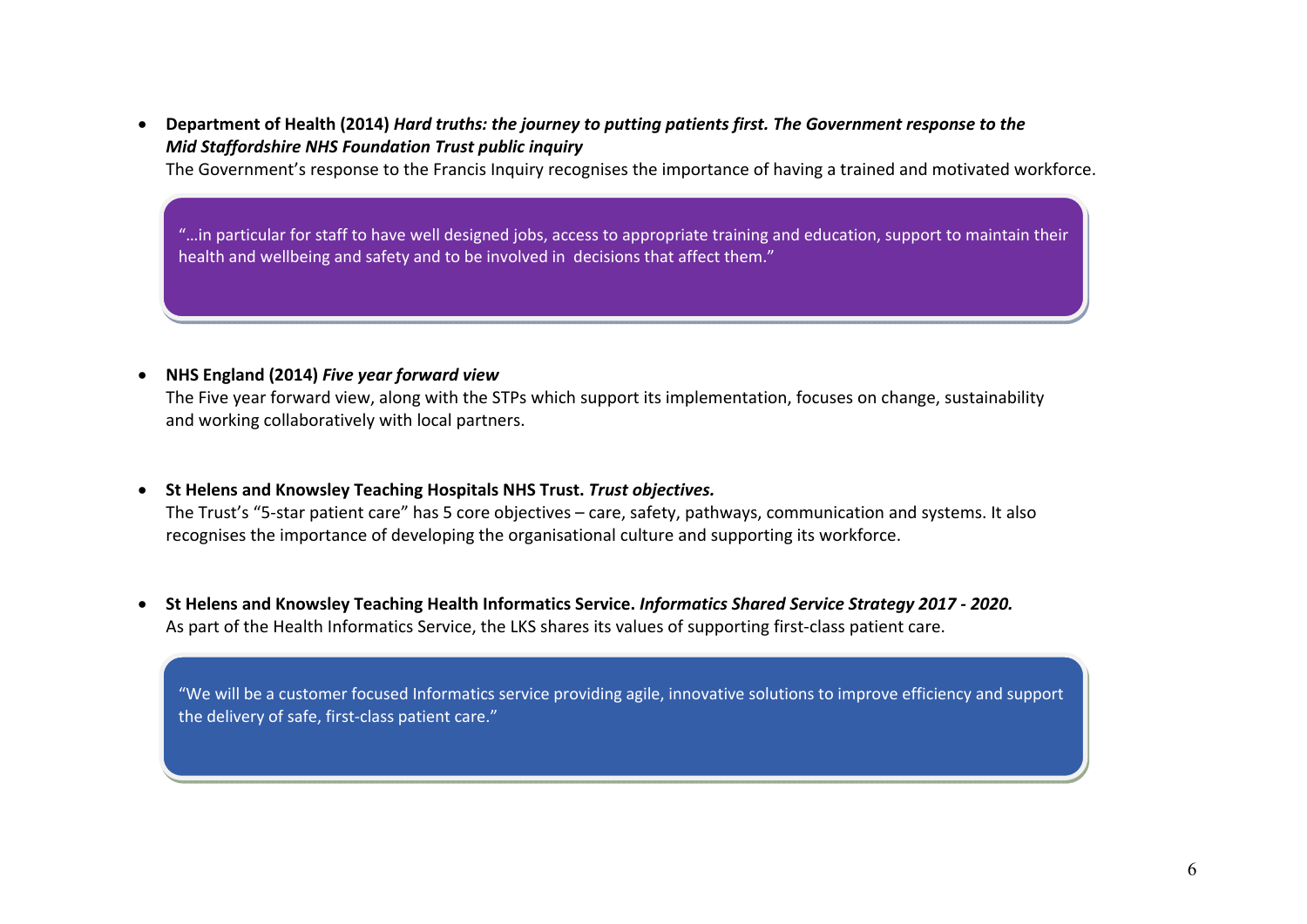- **Department of Health (2014)** ***Hard truths: the journey to putting patients first. The Government response to the Mid Staffordshire NHS Foundation Trust public inquiry***
  The Government's response to the Francis Inquiry recognises the importance of having a trained and motivated workforce.

> "…in particular for staff to have well designed jobs, access to appropriate training and education, support to maintain their health and wellbeing and safety and to be involved in decisions that affect them."

- **NHS England (2014)** ***Five year forward view***
  The Five year forward view, along with the STPs which support its implementation, focuses on change, sustainability and working collaboratively with local partners.

- **St Helens and Knowsley Teaching Hospitals NHS Trust.** ***Trust objectives.***
  The Trust's "5-star patient care" has 5 core objectives – care, safety, pathways, communication and systems. It also recognises the importance of developing the organisational culture and supporting its workforce.

- **St Helens and Knowsley Teaching Health Informatics Service.** ***Informatics Shared Service Strategy 2017 - 2020.***
  As part of the Health Informatics Service, the LKS shares its values of supporting first-class patient care.

> "We will be a customer focused Informatics service providing agile, innovative solutions to improve efficiency and support the delivery of safe, first-class patient care."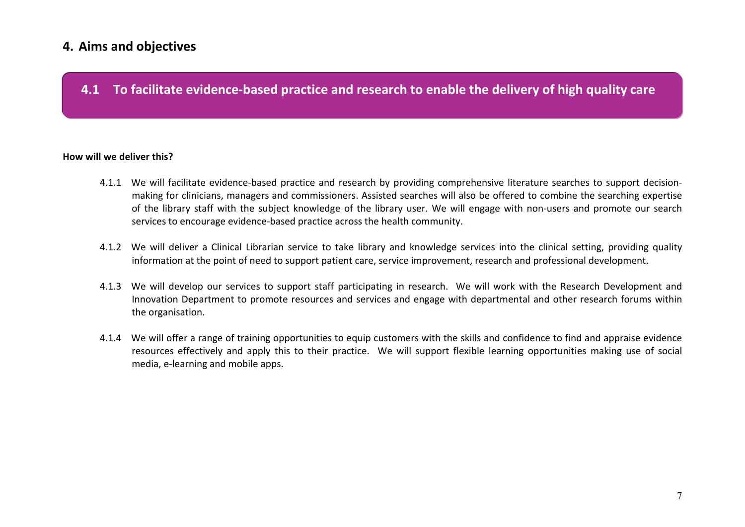## 4. Aims and objectives

### 4.1 To facilitate evidence-based practice and research to enable the delivery of high quality care

**How will we deliver this?**

4.1.1 We will facilitate evidence-based practice and research by providing comprehensive literature searches to support decision-making for clinicians, managers and commissioners. Assisted searches will also be offered to combine the searching expertise of the library staff with the subject knowledge of the library user. We will engage with non-users and promote our search services to encourage evidence-based practice across the health community.

4.1.2 We will deliver a Clinical Librarian service to take library and knowledge services into the clinical setting, providing quality information at the point of need to support patient care, service improvement, research and professional development.

4.1.3 We will develop our services to support staff participating in research. We will work with the Research Development and Innovation Department to promote resources and services and engage with departmental and other research forums within the organisation.

4.1.4 We will offer a range of training opportunities to equip customers with the skills and confidence to find and appraise evidence resources effectively and apply this to their practice. We will support flexible learning opportunities making use of social media, e-learning and mobile apps.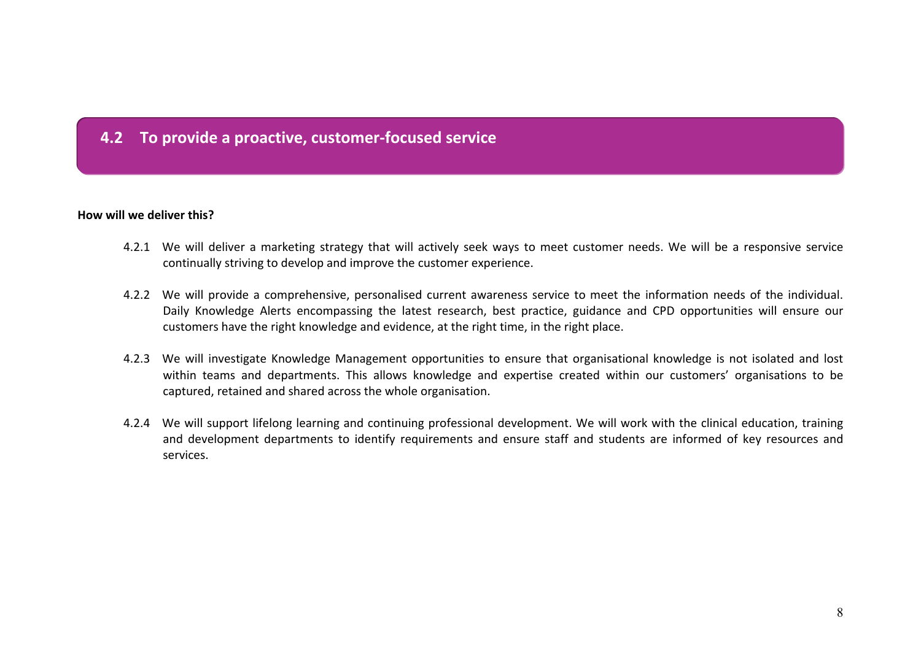## 4.2 To provide a proactive, customer-focused service

**How will we deliver this?**

4.2.1 We will deliver a marketing strategy that will actively seek ways to meet customer needs. We will be a responsive service continually striving to develop and improve the customer experience.

4.2.2 We will provide a comprehensive, personalised current awareness service to meet the information needs of the individual. Daily Knowledge Alerts encompassing the latest research, best practice, guidance and CPD opportunities will ensure our customers have the right knowledge and evidence, at the right time, in the right place.

4.2.3 We will investigate Knowledge Management opportunities to ensure that organisational knowledge is not isolated and lost within teams and departments. This allows knowledge and expertise created within our customers' organisations to be captured, retained and shared across the whole organisation.

4.2.4 We will support lifelong learning and continuing professional development. We will work with the clinical education, training and development departments to identify requirements and ensure staff and students are informed of key resources and services.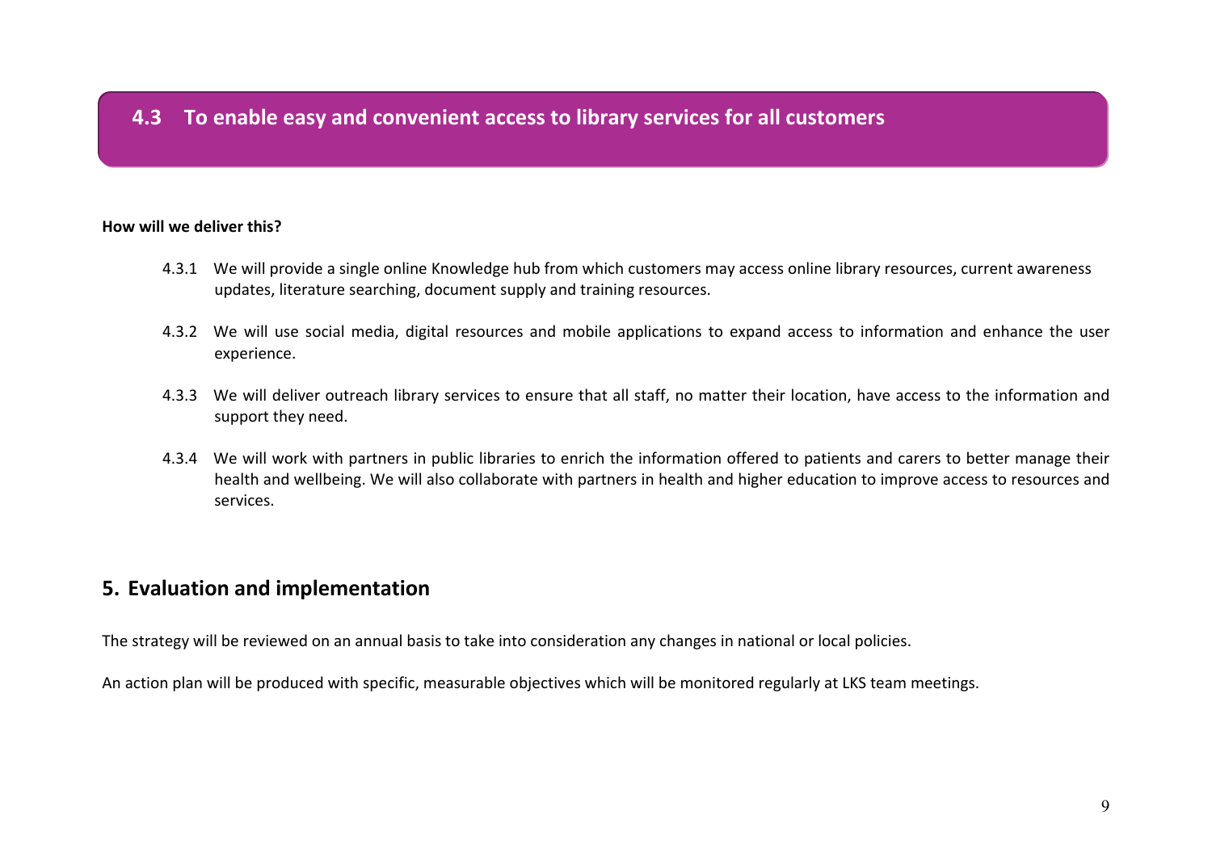## 4.3 To enable easy and convenient access to library services for all customers

**How will we deliver this?**

4.3.1 We will provide a single online Knowledge hub from which customers may access online library resources, current awareness updates, literature searching, document supply and training resources.

4.3.2 We will use social media, digital resources and mobile applications to expand access to information and enhance the user experience.

4.3.3 We will deliver outreach library services to ensure that all staff, no matter their location, have access to the information and support they need.

4.3.4 We will work with partners in public libraries to enrich the information offered to patients and carers to better manage their health and wellbeing. We will also collaborate with partners in health and higher education to improve access to resources and services.

# 5. Evaluation and implementation

The strategy will be reviewed on an annual basis to take into consideration any changes in national or local policies.

An action plan will be produced with specific, measurable objectives which will be monitored regularly at LKS team meetings.